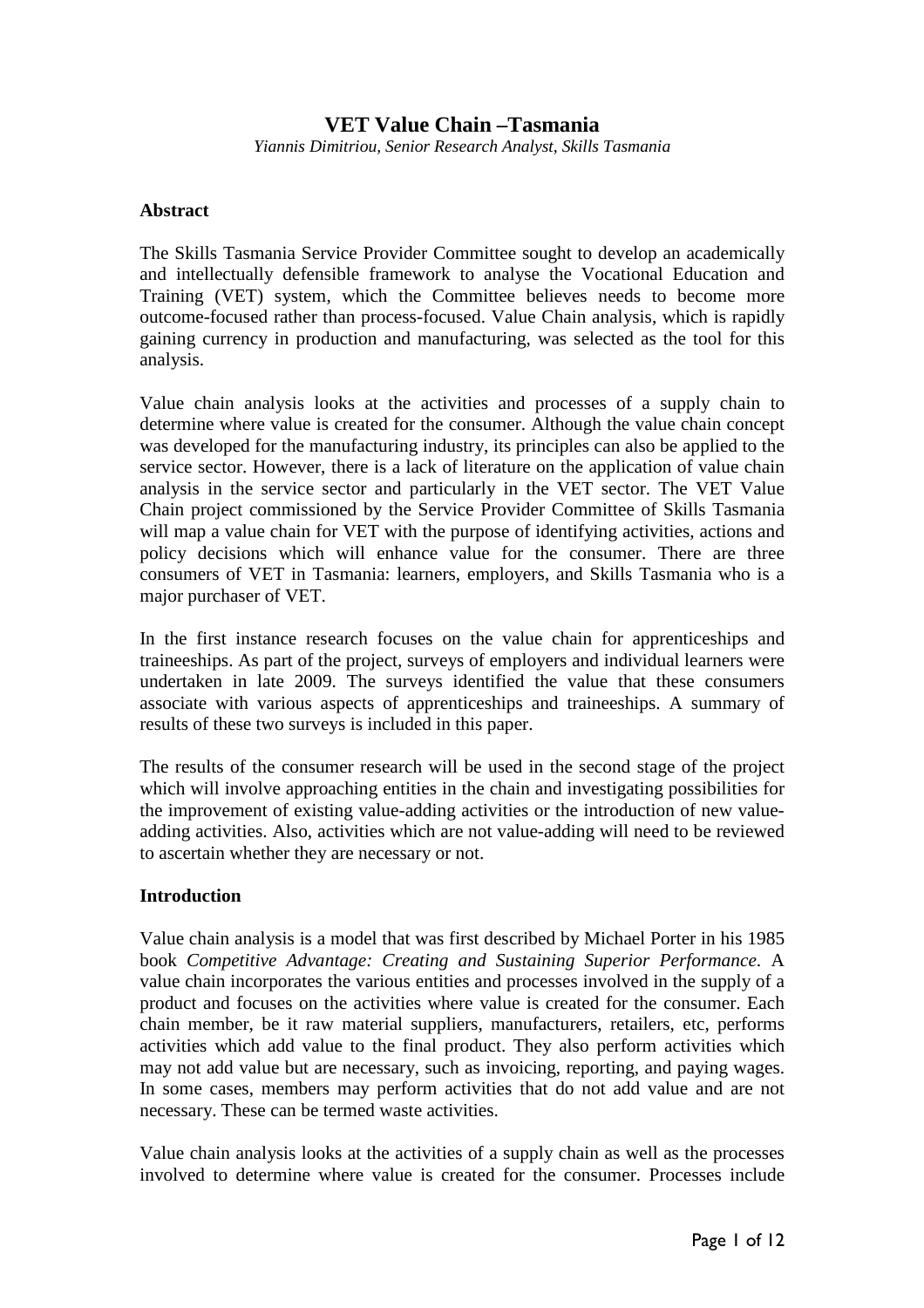# VET Value Chain –Tasmania

*Yiannis Dimitriou, Senior Research Analyst, Skills Tasmania*

## Abstract

The Skills Tasmania Service Provider Committee sought to develop an academically and intellectually defensible framework to analyse the Vocational Education and Training (VET) system, which the Committee believes needs to become more outcome-focused rather than process-focused. Value Chain analysis, which is rapidly gaining currency in production and manufacturing, was selected as the tool for this analysis.

Value chain analysis looks at the activities and processes of a supply chain to determine where value is created for the consumer. Although the value chain concept was developed for the manufacturing industry, its principles can also be applied to the service sector. However, there is a lack of literature on the application of value chain analysis in the service sector and particularly in the VET sector. The VET Value Chain project commissioned by the Service Provider Committee of Skills Tasmania will map a value chain for VET with the purpose of identifying activities, actions and policy decisions which will enhance value for the consumer. There are three consumers of VET in Tasmania: learners, employers, and Skills Tasmania who is a major purchaser of VET.

In the first instance research focuses on the value chain for apprenticeships and traineeships. As part of the project, surveys of employers and individual learners were undertaken in late 2009. The surveys identified the value that these consumers associate with various aspects of apprenticeships and traineeships. A summary of results of these two surveys is included in this paper.

The results of the consumer research will be used in the second stage of the project which will involve approaching entities in the chain and investigating possibilities for the improvement of existing value-adding activities or the introduction of new value-adding activities. Also, activities which are not value-adding will need to be reviewed to ascertain whether they are necessary or not.

## Introduction

Value chain analysis is a model that was first described by Michael Porter in his 1985 book *Competitive Advantage: Creating and Sustaining Superior Performance*. A value chain incorporates the various entities and processes involved in the supply of a product and focuses on the activities where value is created for the consumer. Each chain member, be it raw material suppliers, manufacturers, retailers, etc, performs activities which add value to the final product. They also perform activities which may not add value but are necessary, such as invoicing, reporting, and paying wages. In some cases, members may perform activities that do not add value and are not necessary. These can be termed waste activities.

Value chain analysis looks at the activities of a supply chain as well as the processes involved to determine where value is created for the consumer. Processes include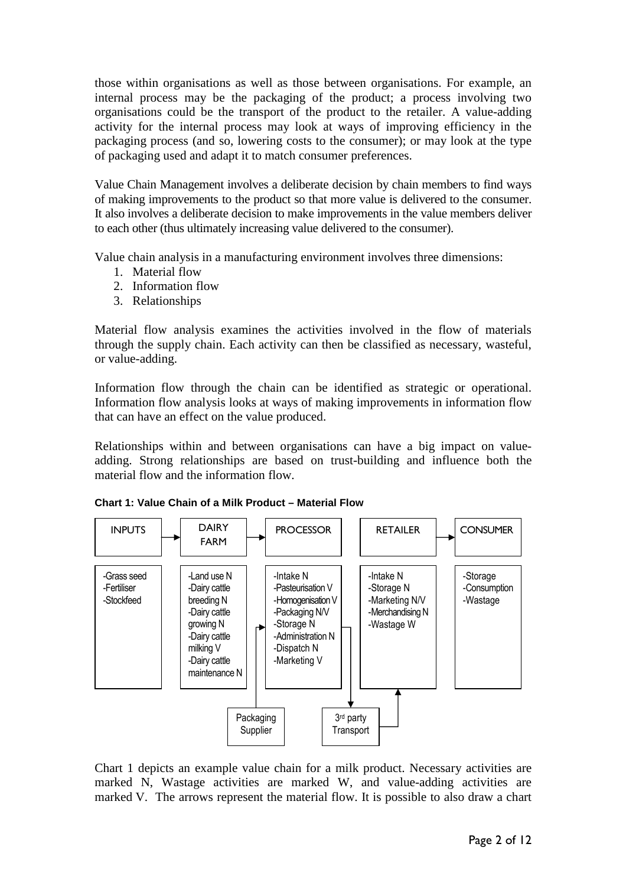those within organisations as well as those between organisations. For example, an internal process may be the packaging of the product; a process involving two organisations could be the transport of the product to the retailer. A value-adding activity for the internal process may look at ways of improving efficiency in the packaging process (and so, lowering costs to the consumer); or may look at the type of packaging used and adapt it to match consumer preferences.

Value Chain Management involves a deliberate decision by chain members to find ways of making improvements to the product so that more value is delivered to the consumer. It also involves a deliberate decision to make improvements in the value members deliver to each other (thus ultimately increasing value delivered to the consumer).

Value chain analysis in a manufacturing environment involves three dimensions:

1. Material flow
2. Information flow
3. Relationships

Material flow analysis examines the activities involved in the flow of materials through the supply chain. Each activity can then be classified as necessary, wasteful, or value-adding.

Information flow through the chain can be identified as strategic or operational. Information flow analysis looks at ways of making improvements in information flow that can have an effect on the value produced.

Relationships within and between organisations can have a big impact on value-adding. Strong relationships are based on trust-building and influence both the material flow and the information flow.

**Chart 1: Value Chain of a Milk Product – Material Flow**

| INPUTS | DAIRY FARM | PROCESSOR | RETAILER | CONSUMER |
|---|---|---|---|---|
| -Grass seed<br>-Fertiliser<br>-Stockfeed | -Land use N<br>-Dairy cattle breeding N<br>-Dairy cattle growing N<br>-Dairy cattle milking V<br>-Dairy cattle maintenance N | -Intake N<br>-Pasteurisation V<br>-Homogenisation V<br>-Packaging N/V<br>-Storage N<br>-Administration N<br>-Dispatch N<br>-Marketing V | -Intake N<br>-Storage N<br>-Marketing N/V<br>-Merchandising N<br>-Wastage W | -Storage<br>-Consumption<br>-Wastage |

Packaging Supplier → Processor; Processor → 3rd party Transport → Retailer

Chart 1 depicts an example value chain for a milk product. Necessary activities are marked N, Wastage activities are marked W, and value-adding activities are marked V. The arrows represent the material flow. It is possible to also draw a chart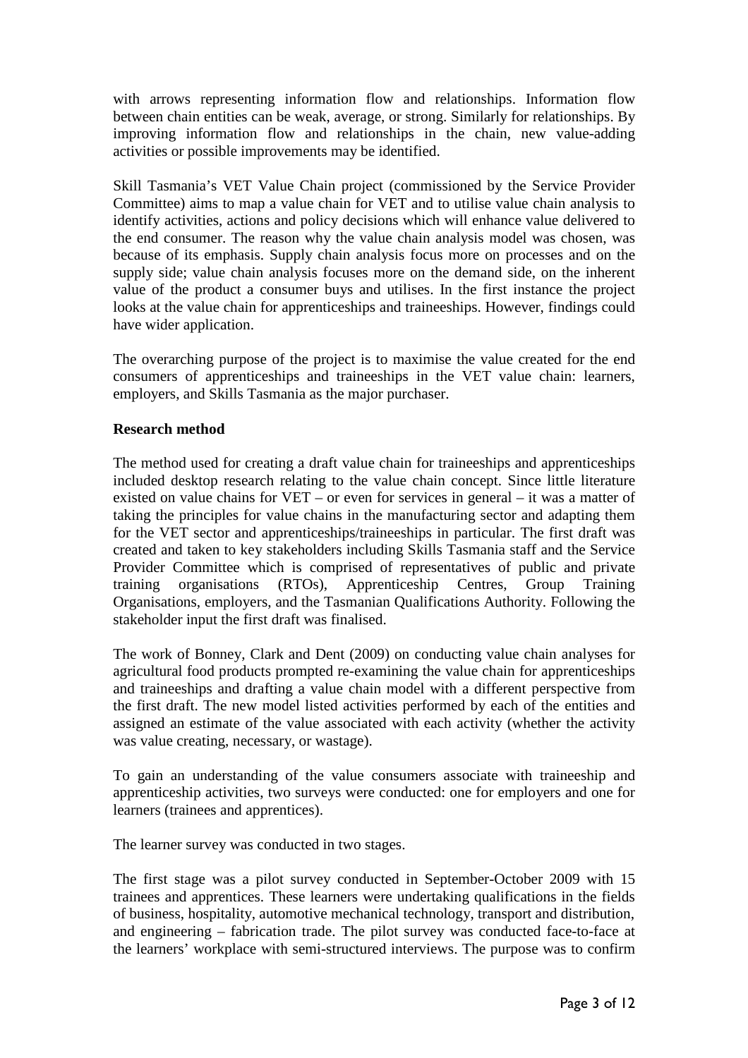with arrows representing information flow and relationships. Information flow between chain entities can be weak, average, or strong. Similarly for relationships. By improving information flow and relationships in the chain, new value-adding activities or possible improvements may be identified.

Skill Tasmania's VET Value Chain project (commissioned by the Service Provider Committee) aims to map a value chain for VET and to utilise value chain analysis to identify activities, actions and policy decisions which will enhance value delivered to the end consumer. The reason why the value chain analysis model was chosen, was because of its emphasis. Supply chain analysis focus more on processes and on the supply side; value chain analysis focuses more on the demand side, on the inherent value of the product a consumer buys and utilises. In the first instance the project looks at the value chain for apprenticeships and traineeships. However, findings could have wider application.

The overarching purpose of the project is to maximise the value created for the end consumers of apprenticeships and traineeships in the VET value chain: learners, employers, and Skills Tasmania as the major purchaser.

**Research method**

The method used for creating a draft value chain for traineeships and apprenticeships included desktop research relating to the value chain concept. Since little literature existed on value chains for VET – or even for services in general – it was a matter of taking the principles for value chains in the manufacturing sector and adapting them for the VET sector and apprenticeships/traineeships in particular. The first draft was created and taken to key stakeholders including Skills Tasmania staff and the Service Provider Committee which is comprised of representatives of public and private training organisations (RTOs), Apprenticeship Centres, Group Training Organisations, employers, and the Tasmanian Qualifications Authority. Following the stakeholder input the first draft was finalised.

The work of Bonney, Clark and Dent (2009) on conducting value chain analyses for agricultural food products prompted re-examining the value chain for apprenticeships and traineeships and drafting a value chain model with a different perspective from the first draft. The new model listed activities performed by each of the entities and assigned an estimate of the value associated with each activity (whether the activity was value creating, necessary, or wastage).

To gain an understanding of the value consumers associate with traineeship and apprenticeship activities, two surveys were conducted: one for employers and one for learners (trainees and apprentices).

The learner survey was conducted in two stages.

The first stage was a pilot survey conducted in September-October 2009 with 15 trainees and apprentices. These learners were undertaking qualifications in the fields of business, hospitality, automotive mechanical technology, transport and distribution, and engineering – fabrication trade. The pilot survey was conducted face-to-face at the learners' workplace with semi-structured interviews. The purpose was to confirm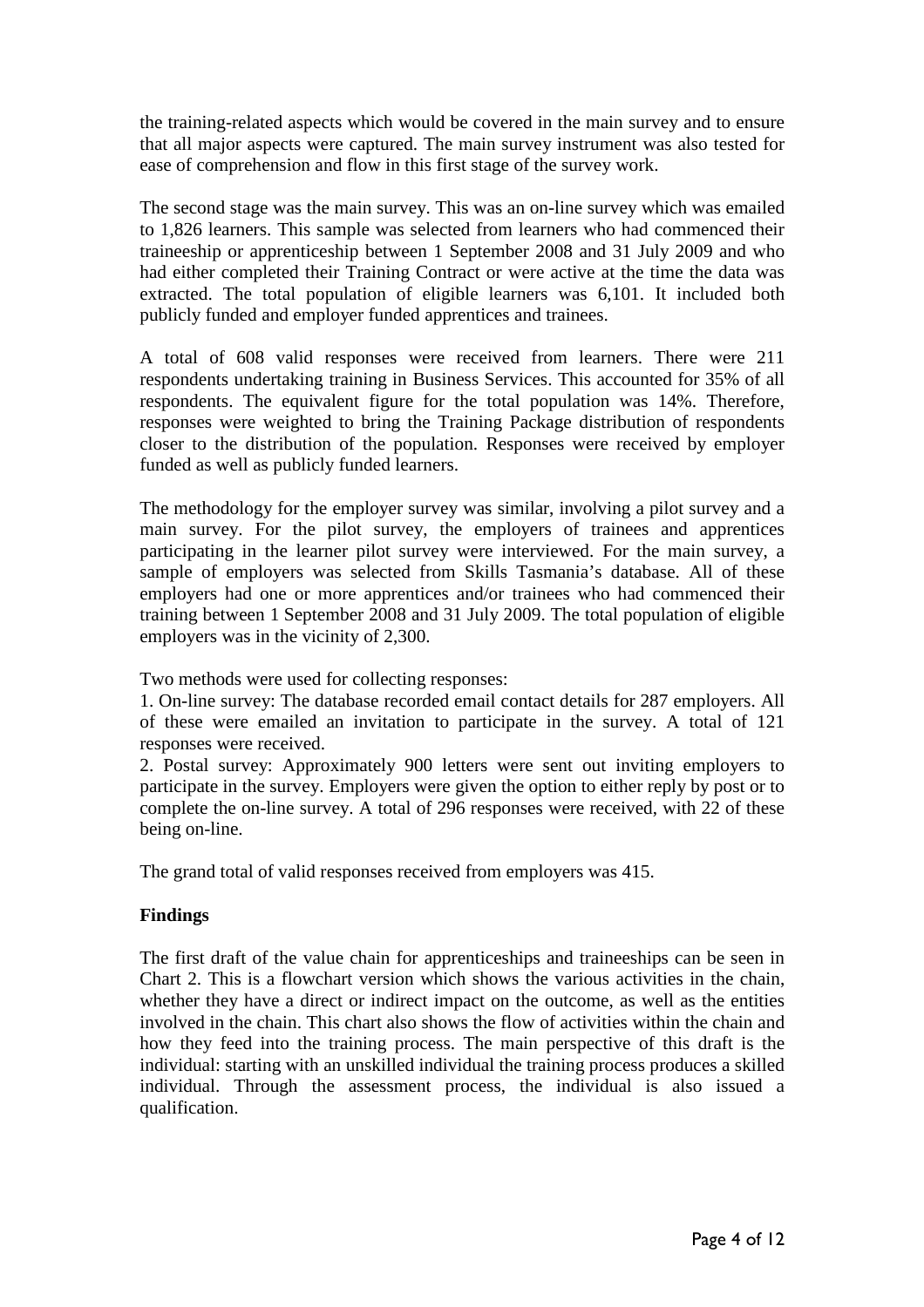the training-related aspects which would be covered in the main survey and to ensure that all major aspects were captured. The main survey instrument was also tested for ease of comprehension and flow in this first stage of the survey work.

The second stage was the main survey. This was an on-line survey which was emailed to 1,826 learners. This sample was selected from learners who had commenced their traineeship or apprenticeship between 1 September 2008 and 31 July 2009 and who had either completed their Training Contract or were active at the time the data was extracted. The total population of eligible learners was 6,101. It included both publicly funded and employer funded apprentices and trainees.

A total of 608 valid responses were received from learners. There were 211 respondents undertaking training in Business Services. This accounted for 35% of all respondents. The equivalent figure for the total population was 14%. Therefore, responses were weighted to bring the Training Package distribution of respondents closer to the distribution of the population. Responses were received by employer funded as well as publicly funded learners.

The methodology for the employer survey was similar, involving a pilot survey and a main survey. For the pilot survey, the employers of trainees and apprentices participating in the learner pilot survey were interviewed. For the main survey, a sample of employers was selected from Skills Tasmania's database. All of these employers had one or more apprentices and/or trainees who had commenced their training between 1 September 2008 and 31 July 2009. The total population of eligible employers was in the vicinity of 2,300.

Two methods were used for collecting responses:

1. On-line survey: The database recorded email contact details for 287 employers. All of these were emailed an invitation to participate in the survey. A total of 121 responses were received.
2. Postal survey: Approximately 900 letters were sent out inviting employers to participate in the survey. Employers were given the option to either reply by post or to complete the on-line survey. A total of 296 responses were received, with 22 of these being on-line.

The grand total of valid responses received from employers was 415.

**Findings**

The first draft of the value chain for apprenticeships and traineeships can be seen in Chart 2. This is a flowchart version which shows the various activities in the chain, whether they have a direct or indirect impact on the outcome, as well as the entities involved in the chain. This chart also shows the flow of activities within the chain and how they feed into the training process. The main perspective of this draft is the individual: starting with an unskilled individual the training process produces a skilled individual. Through the assessment process, the individual is also issued a qualification.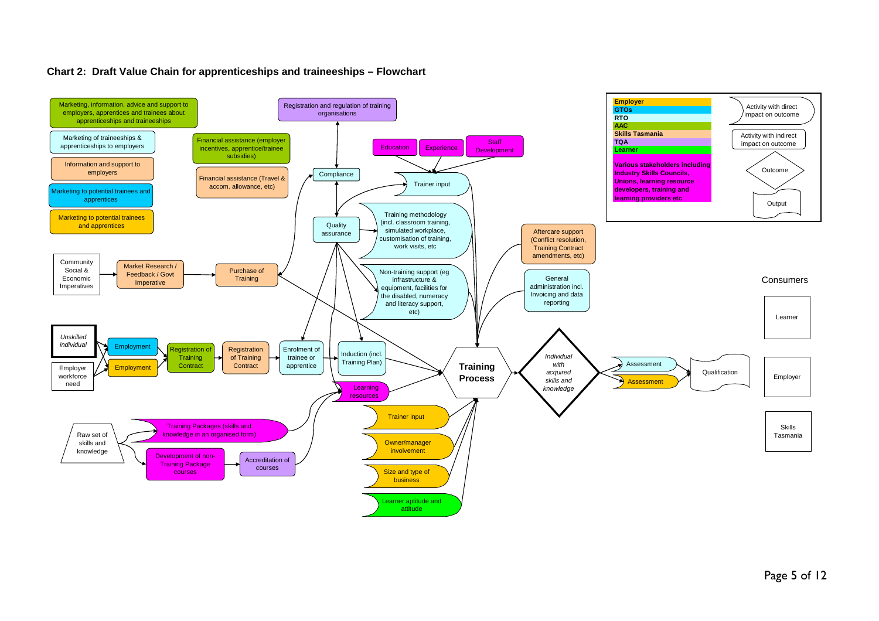## Chart 2: Draft Value Chain for apprenticeships and traineeships – Flowchart

**Legend**

| Colour | Stakeholder |
| --- | --- |
| Employer | Employer |
| GTOs | GTOs |
| RTO | RTO |
| AAC | AAC |
| Skills Tasmania | Skills Tasmania |
| TQA | TQA |
| Learner | Learner |
| Various stakeholders including Industry Skills Councils, Unions, learning resource developers, training and learning providers etc | Various stakeholders |

| Shape | Meaning |
| --- | --- |
| Rounded/curved box | Activity with direct impact on outcome |
| Rectangle | Activity with indirect impact on outcome |
| Diamond | Outcome |
| Document shape | Output |

**Support activities**

- Marketing, information, advice and support to employers, apprentices and trainees about apprenticeships and traineeships
- Marketing of traineeships & apprenticeships to employers
- Information and support to employers
- Marketing to potential trainees and apprentices
- Marketing to potential trainees and apprentices
- Financial assistance (employer incentives, apprentice/trainee subsidies)
- Financial assistance (Travel & accom. allowance, etc)
- Registration and regulation of training organisations

**Flow**

- Community Social & Economic Imperatives → Market Research / Feedback / Govt Imperative → Purchase of Training → Training Process
- Purchase of Training ↔ Compliance ↔ Registration and regulation of training organisations
- Compliance ↔ Quality assurance → Trainer input; Training methodology (incl. classroom training, simulated workplace, customisation of training, work visits, etc); Non-training support (eg infrastructure & equipment, facilities for the disabled, numeracy and literacy support, etc); Enrolment of trainee or apprentice; Induction (incl. Training Plan)
- Education, Experience, Staff Development → Trainer input → Training Process
- *Unskilled individual* / Employer workforce need → Employment → Registration of Training Contract → Registration of Training Contract → Enrolment of trainee or apprentice → Induction (incl. Training Plan) → Training Process
- Raw set of skills and knowledge → Training Packages (skills and knowledge in an organised form) → Learning resources → Training Process
- Raw set of skills and knowledge → Development of non-Training Package courses → Accreditation of courses → Learning resources
- Aftercare support (Conflict resolution, Training Contract amendments, etc) → Training Process
- General administration incl. Invoicing and data reporting → Training Process
- Trainer input; Owner/manager involvement; Size and type of business; Learner aptitude and attitude → Training Process
- **Training Process** → *Individual with acquired skills and knowledge* → Assessment / Assessment → Qualification

**Consumers**

- Learner
- Employer
- Skills Tasmania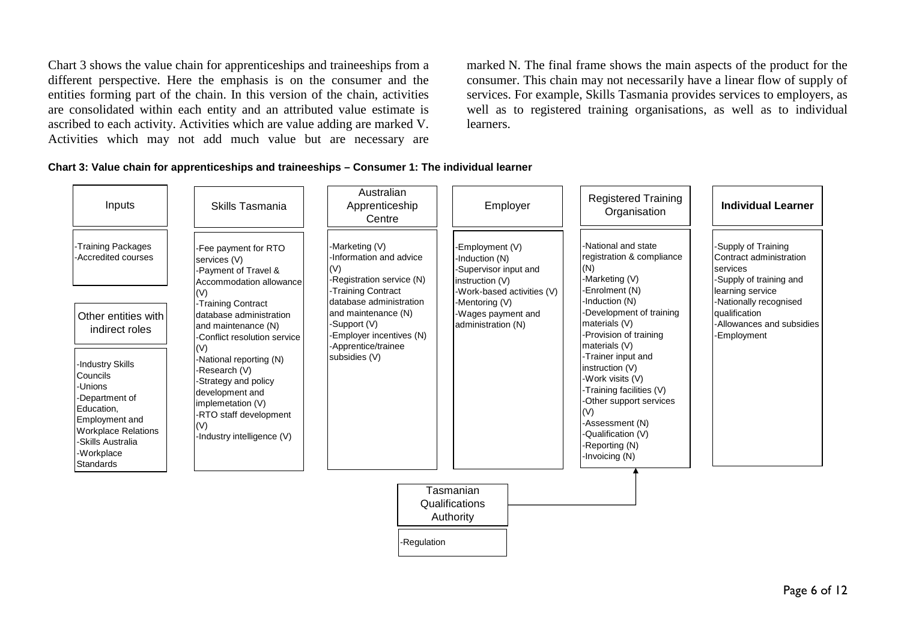Chart 3 shows the value chain for apprenticeships and traineeships from a different perspective. Here the emphasis is on the consumer and the entities forming part of the chain. In this version of the chain, activities are consolidated within each entity and an attributed value estimate is ascribed to each activity. Activities which are value adding are marked V. Activities which may not add much value but are necessary are marked N. The final frame shows the main aspects of the product for the consumer. This chain may not necessarily have a linear flow of supply of services. For example, Skills Tasmania provides services to employers, as well as to registered training organisations, as well as to individual learners.

**Chart 3: Value chain for apprenticeships and traineeships – Consumer 1: The individual learner**

| Inputs | Skills Tasmania | Australian Apprenticeship Centre | Employer | Registered Training Organisation | **Individual Learner** |
|---|---|---|---|---|---|
| -Training Packages<br>-Accredited courses | -Fee payment for RTO services (V)<br>-Payment of Travel & Accommodation allowance (V)<br>-Training Contract database administration and maintenance (N)<br>-Conflict resolution service (V)<br>-National reporting (N)<br>-Research (V)<br>-Strategy and policy development and implemetation (V)<br>-RTO staff development (V)<br>-Industry intelligence (V) | -Marketing (V)<br>-Information and advice (V)<br>-Registration service (N)<br>-Training Contract database administration and maintenance (N)<br>-Support (V)<br>-Employer incentives (N)<br>-Apprentice/trainee subsidies (V) | -Employment (V)<br>-Induction (N)<br>-Supervisor input and instruction (V)<br>-Work-based activities (V)<br>-Mentoring (V)<br>-Wages payment and administration (N) | -National and state registration & compliance (N)<br>-Marketing (V)<br>-Enrolment (N)<br>-Induction (N)<br>-Development of training materials (V)<br>-Provision of training materials (V)<br>-Trainer input and instruction (V)<br>-Work visits (V)<br>-Training facilities (V)<br>-Other support services (V)<br>-Assessment (N)<br>-Qualification (V)<br>-Reporting (N)<br>-Invoicing (N) | -Supply of Training Contract administration services<br>-Supply of training and learning service<br>-Nationally recognised qualification<br>-Allowances and subsidies<br>-Employment |

| Other entities with indirect roles |
|---|
| -Industry Skills Councils<br>-Unions<br>-Department of Education, Employment and Workplace Relations<br>-Skills Australia<br>-Workplace Standards |

| Tasmanian Qualifications Authority (→ Registered Training Organisation) |
|---|
| -Regulation |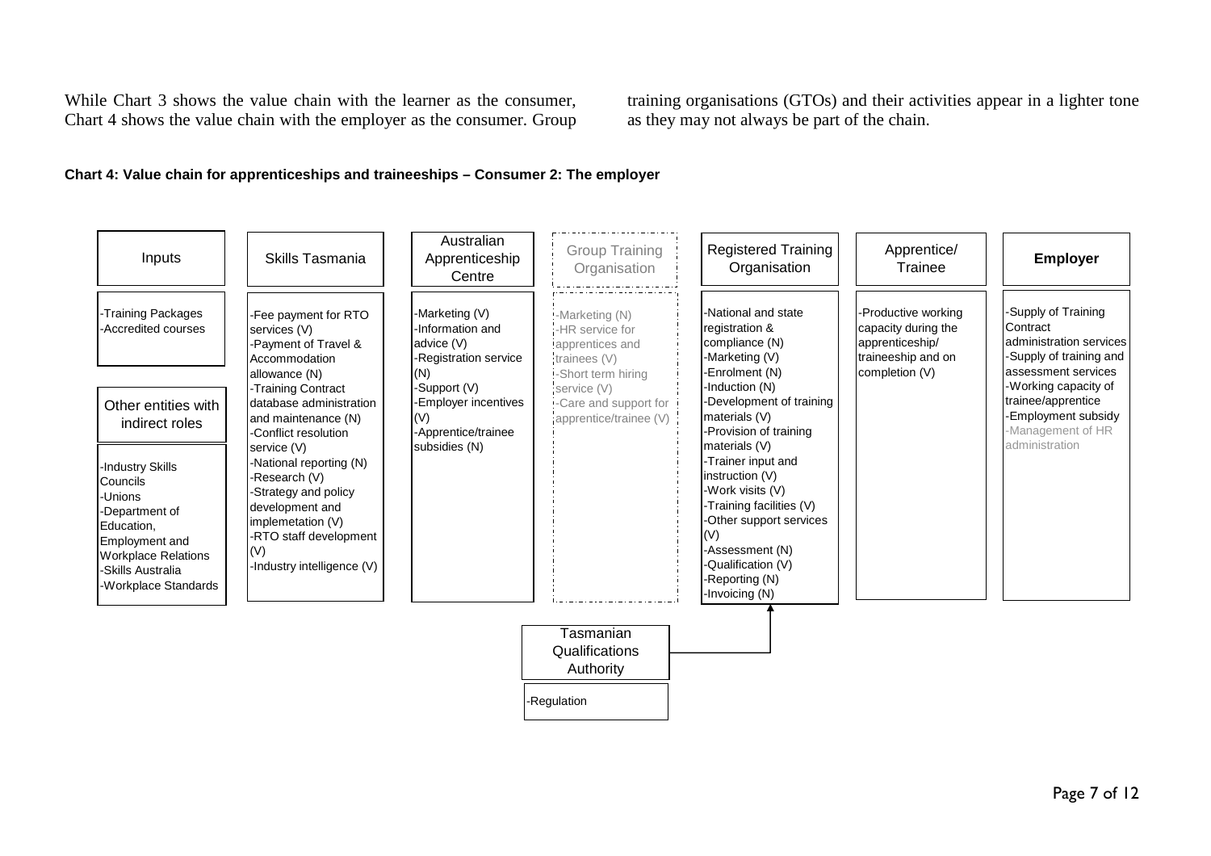While Chart 3 shows the value chain with the learner as the consumer, Chart 4 shows the value chain with the employer as the consumer. Group training organisations (GTOs) and their activities appear in a lighter tone as they may not always be part of the chain.

**Chart 4: Value chain for apprenticeships and traineeships – Consumer 2: The employer**

| Inputs | Skills Tasmania | Australian Apprenticeship Centre | Group Training Organisation | Registered Training Organisation | Apprentice/ Trainee | **Employer** |
|---|---|---|---|---|---|---|
| -Training Packages<br>-Accredited courses | -Fee payment for RTO services (V)<br>-Payment of Travel & Accommodation allowance (N)<br>-Training Contract database administration and maintenance (N)<br>-Conflict resolution service (V)<br>-National reporting (N)<br>-Research (V)<br>-Strategy and policy development and implemetation (V)<br>-RTO staff development (V)<br>-Industry intelligence (V) | -Marketing (V)<br>-Information and advice (V)<br>-Registration service (N)<br>-Support (V)<br>-Employer incentives (V)<br>-Apprentice/trainee subsidies (N) | -Marketing (N)<br>-HR service for apprentices and trainees (V)<br>-Short term hiring service (V)<br>-Care and support for apprentice/trainee (V) | -National and state registration & compliance (N)<br>-Marketing (V)<br>-Enrolment (N)<br>-Induction (N)<br>-Development of training materials (V)<br>-Provision of training materials (V)<br>-Trainer input and instruction (V)<br>-Work visits (V)<br>-Training facilities (V)<br>-Other support services (V)<br>-Assessment (N)<br>-Qualification (V)<br>-Reporting (N)<br>-Invoicing (N) | -Productive working capacity during the apprenticeship/ traineeship and on completion (V) | -Supply of Training Contract administration services<br>-Supply of training and assessment services<br>-Working capacity of trainee/apprentice<br>-Employment subsidy<br>-Management of HR administration |

**Other entities with indirect roles**

- -Industry Skills Councils
- -Unions
- -Department of Education, Employment and Workplace Relations
- -Skills Australia
- -Workplace Standards

**Tasmanian Qualifications Authority** (→ Registered Training Organisation)

- -Regulation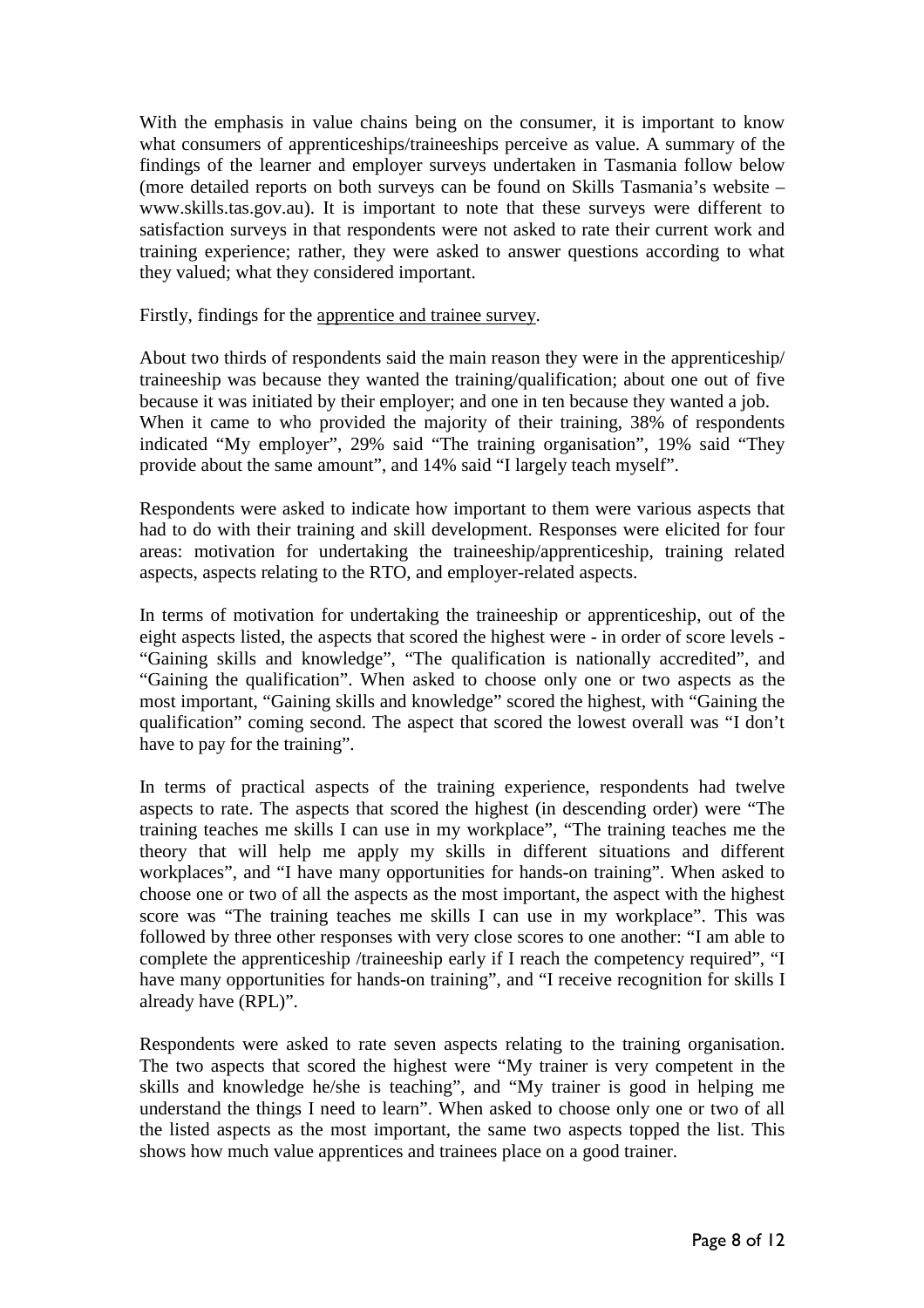With the emphasis in value chains being on the consumer, it is important to know what consumers of apprenticeships/traineeships perceive as value. A summary of the findings of the learner and employer surveys undertaken in Tasmania follow below (more detailed reports on both surveys can be found on Skills Tasmania's website – www.skills.tas.gov.au). It is important to note that these surveys were different to satisfaction surveys in that respondents were not asked to rate their current work and training experience; rather, they were asked to answer questions according to what they valued; what they considered important.

Firstly, findings for the apprentice and trainee survey.

About two thirds of respondents said the main reason they were in the apprenticeship/ traineeship was because they wanted the training/qualification; about one out of five because it was initiated by their employer; and one in ten because they wanted a job. When it came to who provided the majority of their training, 38% of respondents indicated "My employer", 29% said "The training organisation", 19% said "They provide about the same amount", and 14% said "I largely teach myself".

Respondents were asked to indicate how important to them were various aspects that had to do with their training and skill development. Responses were elicited for four areas: motivation for undertaking the traineeship/apprenticeship, training related aspects, aspects relating to the RTO, and employer-related aspects.

In terms of motivation for undertaking the traineeship or apprenticeship, out of the eight aspects listed, the aspects that scored the highest were - in order of score levels - "Gaining skills and knowledge", "The qualification is nationally accredited", and "Gaining the qualification". When asked to choose only one or two aspects as the most important, "Gaining skills and knowledge" scored the highest, with "Gaining the qualification" coming second. The aspect that scored the lowest overall was "I don't have to pay for the training".

In terms of practical aspects of the training experience, respondents had twelve aspects to rate. The aspects that scored the highest (in descending order) were "The training teaches me skills I can use in my workplace", "The training teaches me the theory that will help me apply my skills in different situations and different workplaces", and "I have many opportunities for hands-on training". When asked to choose one or two of all the aspects as the most important, the aspect with the highest score was "The training teaches me skills I can use in my workplace". This was followed by three other responses with very close scores to one another: "I am able to complete the apprenticeship /traineeship early if I reach the competency required", "I have many opportunities for hands-on training", and "I receive recognition for skills I already have (RPL)".

Respondents were asked to rate seven aspects relating to the training organisation. The two aspects that scored the highest were "My trainer is very competent in the skills and knowledge he/she is teaching", and "My trainer is good in helping me understand the things I need to learn". When asked to choose only one or two of all the listed aspects as the most important, the same two aspects topped the list. This shows how much value apprentices and trainees place on a good trainer.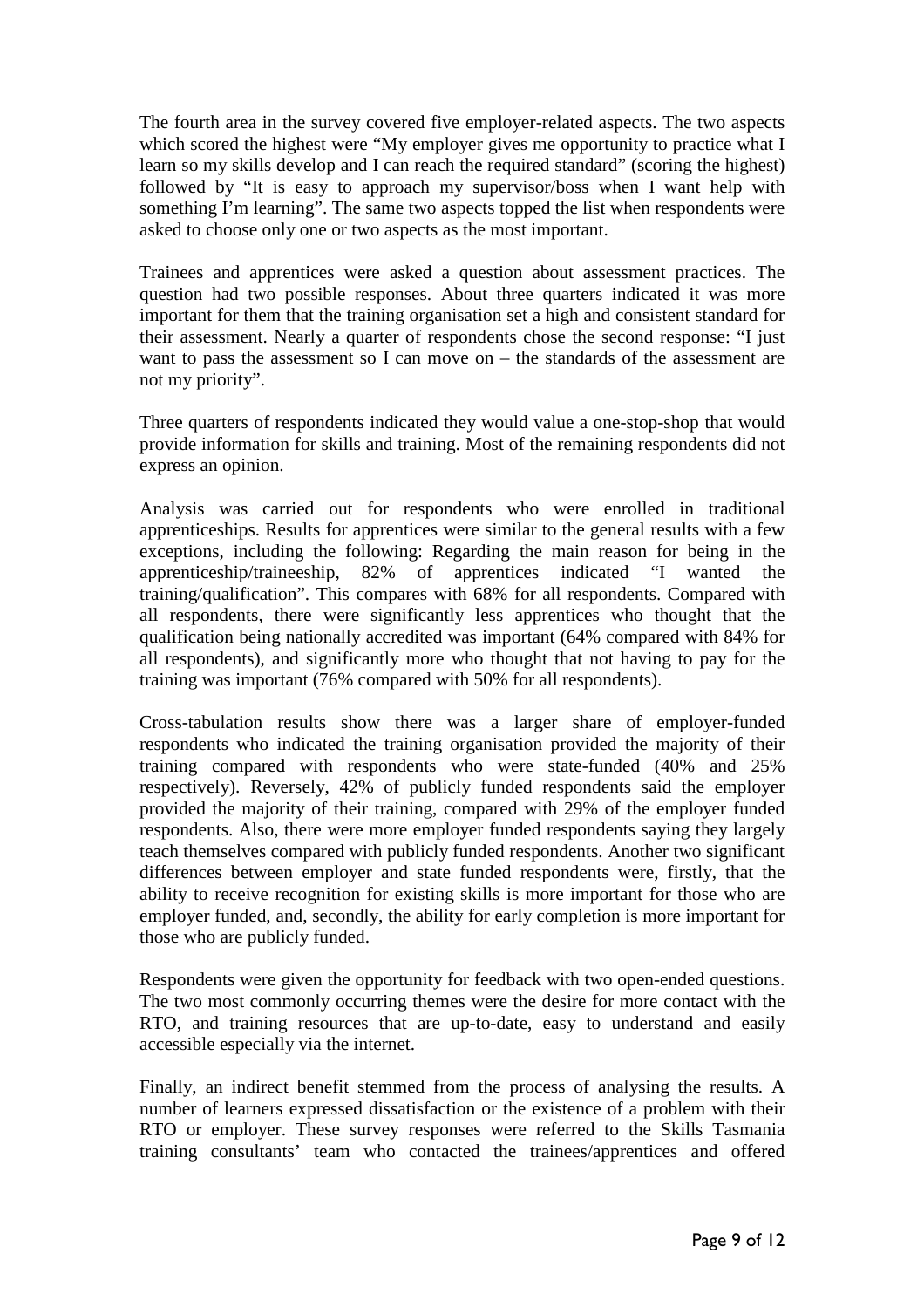The fourth area in the survey covered five employer-related aspects. The two aspects which scored the highest were "My employer gives me opportunity to practice what I learn so my skills develop and I can reach the required standard" (scoring the highest) followed by "It is easy to approach my supervisor/boss when I want help with something I'm learning". The same two aspects topped the list when respondents were asked to choose only one or two aspects as the most important.

Trainees and apprentices were asked a question about assessment practices. The question had two possible responses. About three quarters indicated it was more important for them that the training organisation set a high and consistent standard for their assessment. Nearly a quarter of respondents chose the second response: "I just want to pass the assessment so I can move on – the standards of the assessment are not my priority".

Three quarters of respondents indicated they would value a one-stop-shop that would provide information for skills and training. Most of the remaining respondents did not express an opinion.

Analysis was carried out for respondents who were enrolled in traditional apprenticeships. Results for apprentices were similar to the general results with a few exceptions, including the following: Regarding the main reason for being in the apprenticeship/traineeship, 82% of apprentices indicated "I wanted the training/qualification". This compares with 68% for all respondents. Compared with all respondents, there were significantly less apprentices who thought that the qualification being nationally accredited was important (64% compared with 84% for all respondents), and significantly more who thought that not having to pay for the training was important (76% compared with 50% for all respondents).

Cross-tabulation results show there was a larger share of employer-funded respondents who indicated the training organisation provided the majority of their training compared with respondents who were state-funded (40% and 25% respectively). Reversely, 42% of publicly funded respondents said the employer provided the majority of their training, compared with 29% of the employer funded respondents. Also, there were more employer funded respondents saying they largely teach themselves compared with publicly funded respondents. Another two significant differences between employer and state funded respondents were, firstly, that the ability to receive recognition for existing skills is more important for those who are employer funded, and, secondly, the ability for early completion is more important for those who are publicly funded.

Respondents were given the opportunity for feedback with two open-ended questions. The two most commonly occurring themes were the desire for more contact with the RTO, and training resources that are up-to-date, easy to understand and easily accessible especially via the internet.

Finally, an indirect benefit stemmed from the process of analysing the results. A number of learners expressed dissatisfaction or the existence of a problem with their RTO or employer. These survey responses were referred to the Skills Tasmania training consultants' team who contacted the trainees/apprentices and offered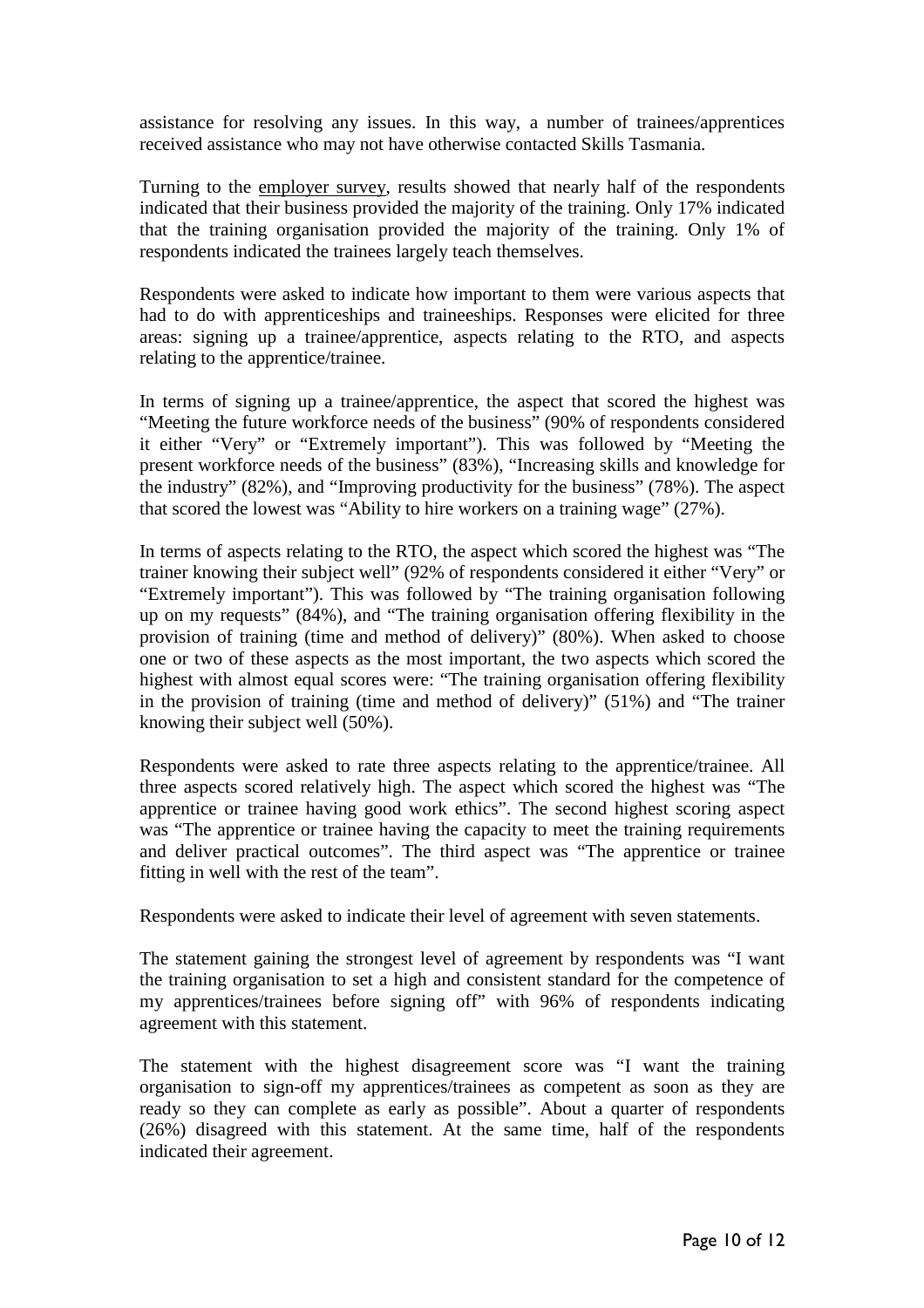assistance for resolving any issues. In this way, a number of trainees/apprentices received assistance who may not have otherwise contacted Skills Tasmania.

Turning to the employer survey, results showed that nearly half of the respondents indicated that their business provided the majority of the training. Only 17% indicated that the training organisation provided the majority of the training. Only 1% of respondents indicated the trainees largely teach themselves.

Respondents were asked to indicate how important to them were various aspects that had to do with apprenticeships and traineeships. Responses were elicited for three areas: signing up a trainee/apprentice, aspects relating to the RTO, and aspects relating to the apprentice/trainee.

In terms of signing up a trainee/apprentice, the aspect that scored the highest was "Meeting the future workforce needs of the business" (90% of respondents considered it either "Very" or "Extremely important"). This was followed by "Meeting the present workforce needs of the business" (83%), "Increasing skills and knowledge for the industry" (82%), and "Improving productivity for the business" (78%). The aspect that scored the lowest was "Ability to hire workers on a training wage" (27%).

In terms of aspects relating to the RTO, the aspect which scored the highest was "The trainer knowing their subject well" (92% of respondents considered it either "Very" or "Extremely important"). This was followed by "The training organisation following up on my requests" (84%), and "The training organisation offering flexibility in the provision of training (time and method of delivery)" (80%). When asked to choose one or two of these aspects as the most important, the two aspects which scored the highest with almost equal scores were: "The training organisation offering flexibility in the provision of training (time and method of delivery)" (51%) and "The trainer knowing their subject well (50%).

Respondents were asked to rate three aspects relating to the apprentice/trainee. All three aspects scored relatively high. The aspect which scored the highest was "The apprentice or trainee having good work ethics". The second highest scoring aspect was "The apprentice or trainee having the capacity to meet the training requirements and deliver practical outcomes". The third aspect was "The apprentice or trainee fitting in well with the rest of the team".

Respondents were asked to indicate their level of agreement with seven statements.

The statement gaining the strongest level of agreement by respondents was "I want the training organisation to set a high and consistent standard for the competence of my apprentices/trainees before signing off" with 96% of respondents indicating agreement with this statement.

The statement with the highest disagreement score was "I want the training organisation to sign-off my apprentices/trainees as competent as soon as they are ready so they can complete as early as possible". About a quarter of respondents (26%) disagreed with this statement. At the same time, half of the respondents indicated their agreement.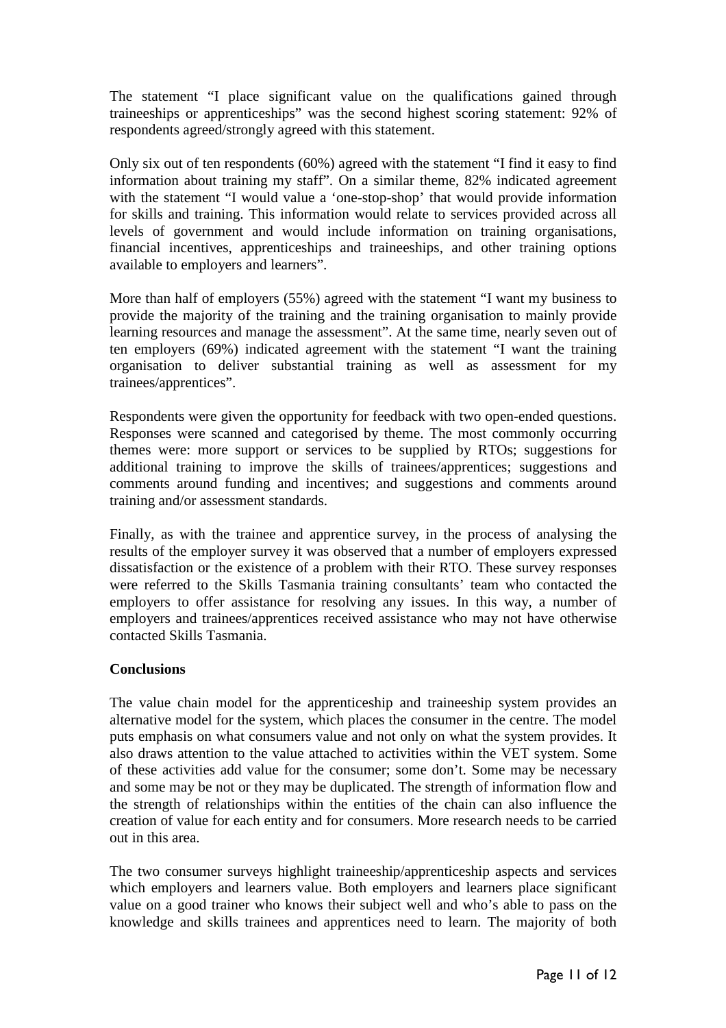The statement "I place significant value on the qualifications gained through traineeships or apprenticeships" was the second highest scoring statement: 92% of respondents agreed/strongly agreed with this statement.

Only six out of ten respondents (60%) agreed with the statement "I find it easy to find information about training my staff". On a similar theme, 82% indicated agreement with the statement "I would value a 'one-stop-shop' that would provide information for skills and training. This information would relate to services provided across all levels of government and would include information on training organisations, financial incentives, apprenticeships and traineeships, and other training options available to employers and learners".

More than half of employers (55%) agreed with the statement "I want my business to provide the majority of the training and the training organisation to mainly provide learning resources and manage the assessment". At the same time, nearly seven out of ten employers (69%) indicated agreement with the statement "I want the training organisation to deliver substantial training as well as assessment for my trainees/apprentices".

Respondents were given the opportunity for feedback with two open-ended questions. Responses were scanned and categorised by theme. The most commonly occurring themes were: more support or services to be supplied by RTOs; suggestions for additional training to improve the skills of trainees/apprentices; suggestions and comments around funding and incentives; and suggestions and comments around training and/or assessment standards.

Finally, as with the trainee and apprentice survey, in the process of analysing the results of the employer survey it was observed that a number of employers expressed dissatisfaction or the existence of a problem with their RTO. These survey responses were referred to the Skills Tasmania training consultants' team who contacted the employers to offer assistance for resolving any issues. In this way, a number of employers and trainees/apprentices received assistance who may not have otherwise contacted Skills Tasmania.

**Conclusions**

The value chain model for the apprenticeship and traineeship system provides an alternative model for the system, which places the consumer in the centre. The model puts emphasis on what consumers value and not only on what the system provides. It also draws attention to the value attached to activities within the VET system. Some of these activities add value for the consumer; some don't. Some may be necessary and some may be not or they may be duplicated. The strength of information flow and the strength of relationships within the entities of the chain can also influence the creation of value for each entity and for consumers. More research needs to be carried out in this area.

The two consumer surveys highlight traineeship/apprenticeship aspects and services which employers and learners value. Both employers and learners place significant value on a good trainer who knows their subject well and who's able to pass on the knowledge and skills trainees and apprentices need to learn. The majority of both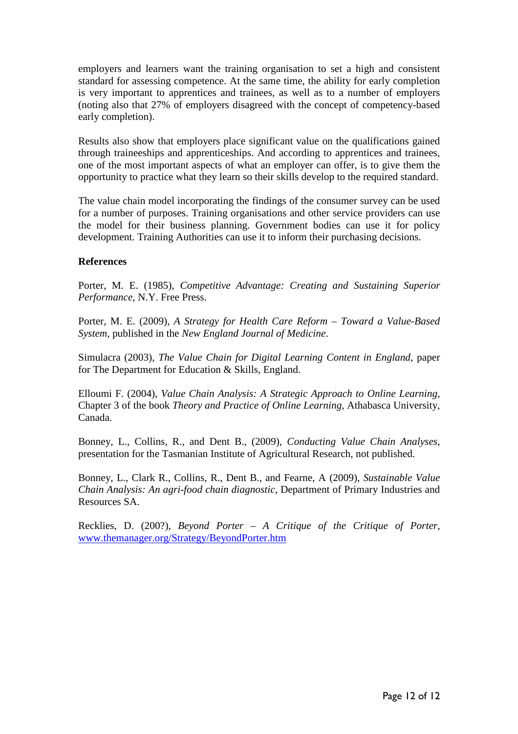employers and learners want the training organisation to set a high and consistent standard for assessing competence. At the same time, the ability for early completion is very important to apprentices and trainees, as well as to a number of employers (noting also that 27% of employers disagreed with the concept of competency-based early completion).

Results also show that employers place significant value on the qualifications gained through traineeships and apprenticeships. And according to apprentices and trainees, one of the most important aspects of what an employer can offer, is to give them the opportunity to practice what they learn so their skills develop to the required standard.

The value chain model incorporating the findings of the consumer survey can be used for a number of purposes. Training organisations and other service providers can use the model for their business planning. Government bodies can use it for policy development. Training Authorities can use it to inform their purchasing decisions.

**References**

Porter, M. E. (1985), *Competitive Advantage: Creating and Sustaining Superior Performance*, N.Y. Free Press.

Porter, M. E. (2009), *A Strategy for Health Care Reform – Toward a Value-Based System*, published in the *New England Journal of Medicine*.

Simulacra (2003), *The Value Chain for Digital Learning Content in England*, paper for The Department for Education & Skills, England.

Elloumi F. (2004), *Value Chain Analysis: A Strategic Approach to Online Learning*, Chapter 3 of the book *Theory and Practice of Online Learning*, Athabasca University, Canada.

Bonney, L., Collins, R., and Dent B., (2009), *Conducting Value Chain Analyses*, presentation for the Tasmanian Institute of Agricultural Research, not published.

Bonney, L., Clark R., Collins, R., Dent B., and Fearne, A (2009), *Sustainable Value Chain Analysis: An agri-food chain diagnostic*, Department of Primary Industries and Resources SA.

Recklies, D. (200?), *Beyond Porter – A Critique of the Critique of Porter*, www.themanager.org/Strategy/BeyondPorter.htm